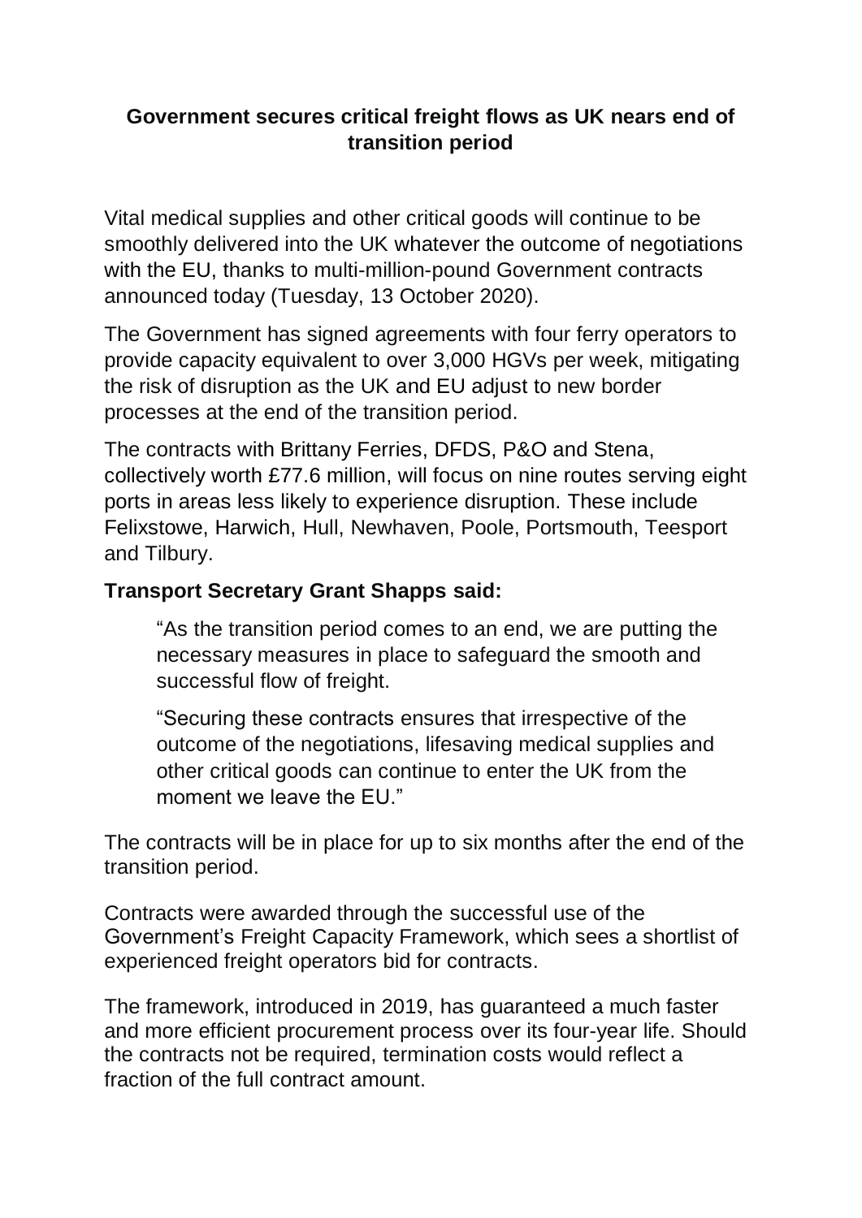# Government secures critical freight flows as UK nears end of transition period

Vital medical supplies and other critical goods will continue to be smoothly delivered into the UK whatever the outcome of negotiations with the EU, thanks to multi-million-pound Government contracts announced today (Tuesday, 13 October 2020).

The Government has signed agreements with four ferry operators to provide capacity equivalent to over 3,000 HGVs per week, mitigating the risk of disruption as the UK and EU adjust to new border processes at the end of the transition period.

The contracts with Brittany Ferries, DFDS, P&O and Stena, collectively worth £77.6 million, will focus on nine routes serving eight ports in areas less likely to experience disruption. These include Felixstowe, Harwich, Hull, Newhaven, Poole, Portsmouth, Teesport and Tilbury.

**Transport Secretary Grant Shapps said:**

> "As the transition period comes to an end, we are putting the necessary measures in place to safeguard the smooth and successful flow of freight.
>
> "Securing these contracts ensures that irrespective of the outcome of the negotiations, lifesaving medical supplies and other critical goods can continue to enter the UK from the moment we leave the EU."

The contracts will be in place for up to six months after the end of the transition period.

Contracts were awarded through the successful use of the Government's Freight Capacity Framework, which sees a shortlist of experienced freight operators bid for contracts.

The framework, introduced in 2019, has guaranteed a much faster and more efficient procurement process over its four-year life. Should the contracts not be required, termination costs would reflect a fraction of the full contract amount.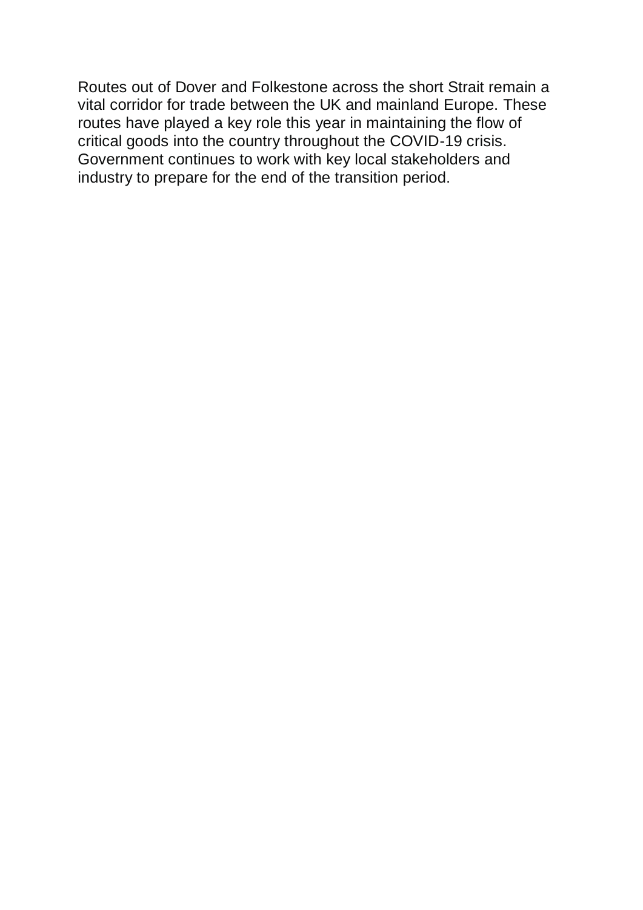Routes out of Dover and Folkestone across the short Strait remain a vital corridor for trade between the UK and mainland Europe. These routes have played a key role this year in maintaining the flow of critical goods into the country throughout the COVID-19 crisis. Government continues to work with key local stakeholders and industry to prepare for the end of the transition period.